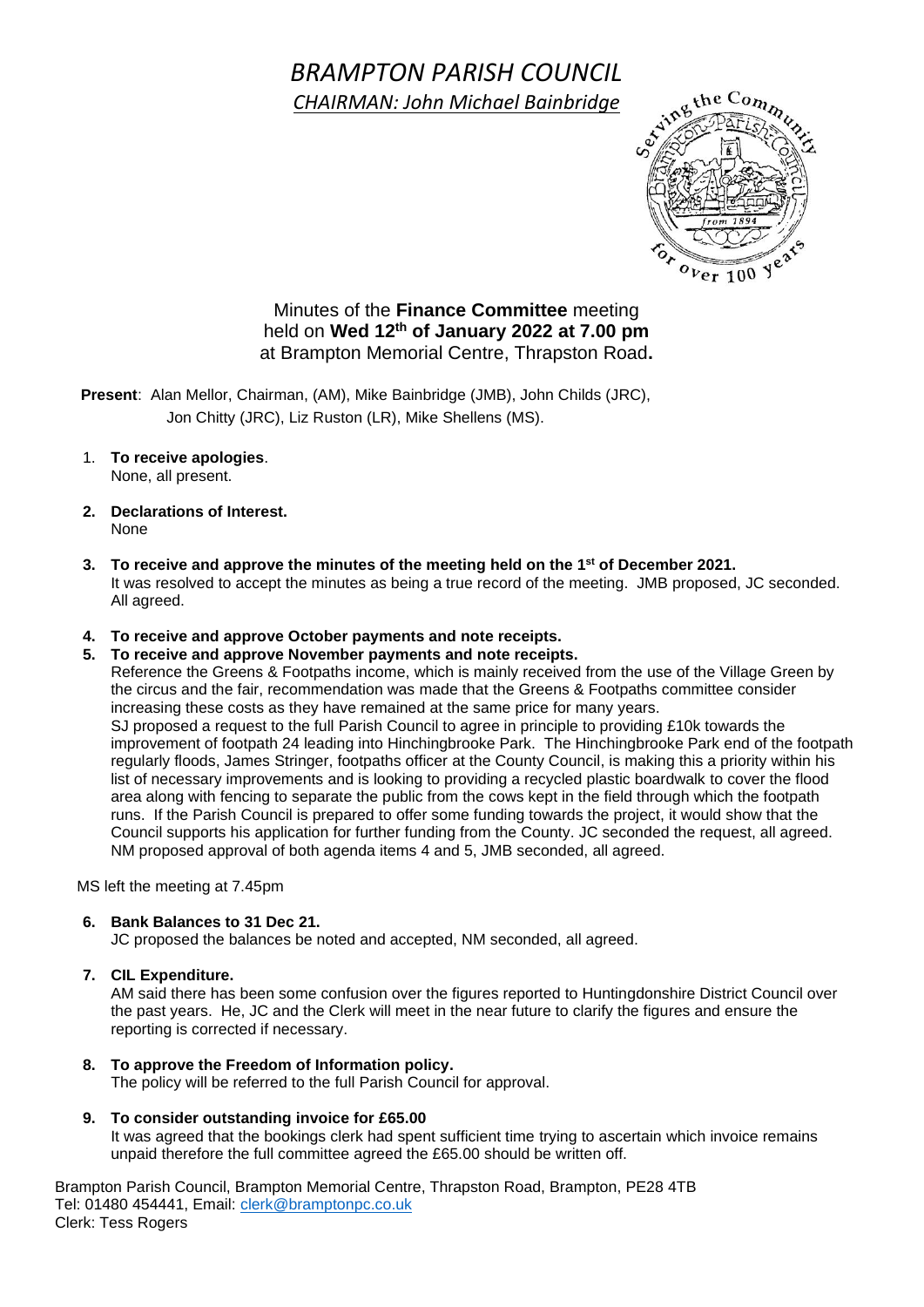# *BRAMPTON PARISH COUNCIL*

*CHAIRMAN: John Michael Bainbridge*

Minutes of the **Finance Committee** meeting
held on **Wed 12th of January 2022 at 7.00 pm**
at Brampton Memorial Centre, Thrapston Road**.**

**Present**: Alan Mellor, Chairman, (AM), Mike Bainbridge (JMB), John Childs (JRC), Jon Chitty (JRC), Liz Ruston (LR), Mike Shellens (MS).

1. **To receive apologies**.
   None, all present.

2. **Declarations of Interest.**
   None

3. **To receive and approve the minutes of the meeting held on the 1st of December 2021.**
   It was resolved to accept the minutes as being a true record of the meeting. JMB proposed, JC seconded. All agreed.

4. **To receive and approve October payments and note receipts.**

5. **To receive and approve November payments and note receipts.**
   Reference the Greens & Footpaths income, which is mainly received from the use of the Village Green by the circus and the fair, recommendation was made that the Greens & Footpaths committee consider increasing these costs as they have remained at the same price for many years.
   SJ proposed a request to the full Parish Council to agree in principle to providing £10k towards the improvement of footpath 24 leading into Hinchingbrooke Park. The Hinchingbrooke Park end of the footpath regularly floods, James Stringer, footpaths officer at the County Council, is making this a priority within his list of necessary improvements and is looking to providing a recycled plastic boardwalk to cover the flood area along with fencing to separate the public from the cows kept in the field through which the footpath runs. If the Parish Council is prepared to offer some funding towards the project, it would show that the Council supports his application for further funding from the County. JC seconded the request, all agreed. NM proposed approval of both agenda items 4 and 5, JMB seconded, all agreed.

MS left the meeting at 7.45pm

6. **Bank Balances to 31 Dec 21.**
   JC proposed the balances be noted and accepted, NM seconded, all agreed.

7. **CIL Expenditure.**
   AM said there has been some confusion over the figures reported to Huntingdonshire District Council over the past years. He, JC and the Clerk will meet in the near future to clarify the figures and ensure the reporting is corrected if necessary.

8. **To approve the Freedom of Information policy.**
   The policy will be referred to the full Parish Council for approval.

9. **To consider outstanding invoice for £65.00**
   It was agreed that the bookings clerk had spent sufficient time trying to ascertain which invoice remains unpaid therefore the full committee agreed the £65.00 should be written off.

Brampton Parish Council, Brampton Memorial Centre, Thrapston Road, Brampton, PE28 4TB
Tel: 01480 454441, Email: clerk@bramptonpc.co.uk
Clerk: Tess Rogers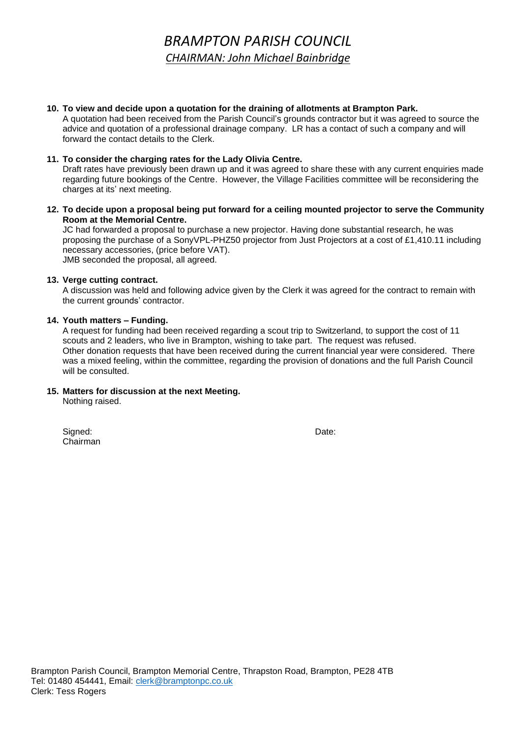# *BRAMPTON PARISH COUNCIL*

*CHAIRMAN: John Michael Bainbridge*

10. **To view and decide upon a quotation for the draining of allotments at Brampton Park.**
    A quotation had been received from the Parish Council's grounds contractor but it was agreed to source the advice and quotation of a professional drainage company. LR has a contact of such a company and will forward the contact details to the Clerk.

11. **To consider the charging rates for the Lady Olivia Centre.**
    Draft rates have previously been drawn up and it was agreed to share these with any current enquiries made regarding future bookings of the Centre. However, the Village Facilities committee will be reconsidering the charges at its' next meeting.

12. **To decide upon a proposal being put forward for a ceiling mounted projector to serve the Community Room at the Memorial Centre.**
    JC had forwarded a proposal to purchase a new projector. Having done substantial research, he was proposing the purchase of a SonyVPL-PHZ50 projector from Just Projectors at a cost of £1,410.11 including necessary accessories, (price before VAT).
    JMB seconded the proposal, all agreed.

13. **Verge cutting contract.**
    A discussion was held and following advice given by the Clerk it was agreed for the contract to remain with the current grounds' contractor.

14. **Youth matters – Funding.**
    A request for funding had been received regarding a scout trip to Switzerland, to support the cost of 11 scouts and 2 leaders, who live in Brampton, wishing to take part. The request was refused.
    Other donation requests that have been received during the current financial year were considered. There was a mixed feeling, within the committee, regarding the provision of donations and the full Parish Council will be consulted.

15. **Matters for discussion at the next Meeting.**
    Nothing raised.

Signed: Date:
Chairman

Brampton Parish Council, Brampton Memorial Centre, Thrapston Road, Brampton, PE28 4TB
Tel: 01480 454441, Email: clerk@bramptonpc.co.uk
Clerk: Tess Rogers